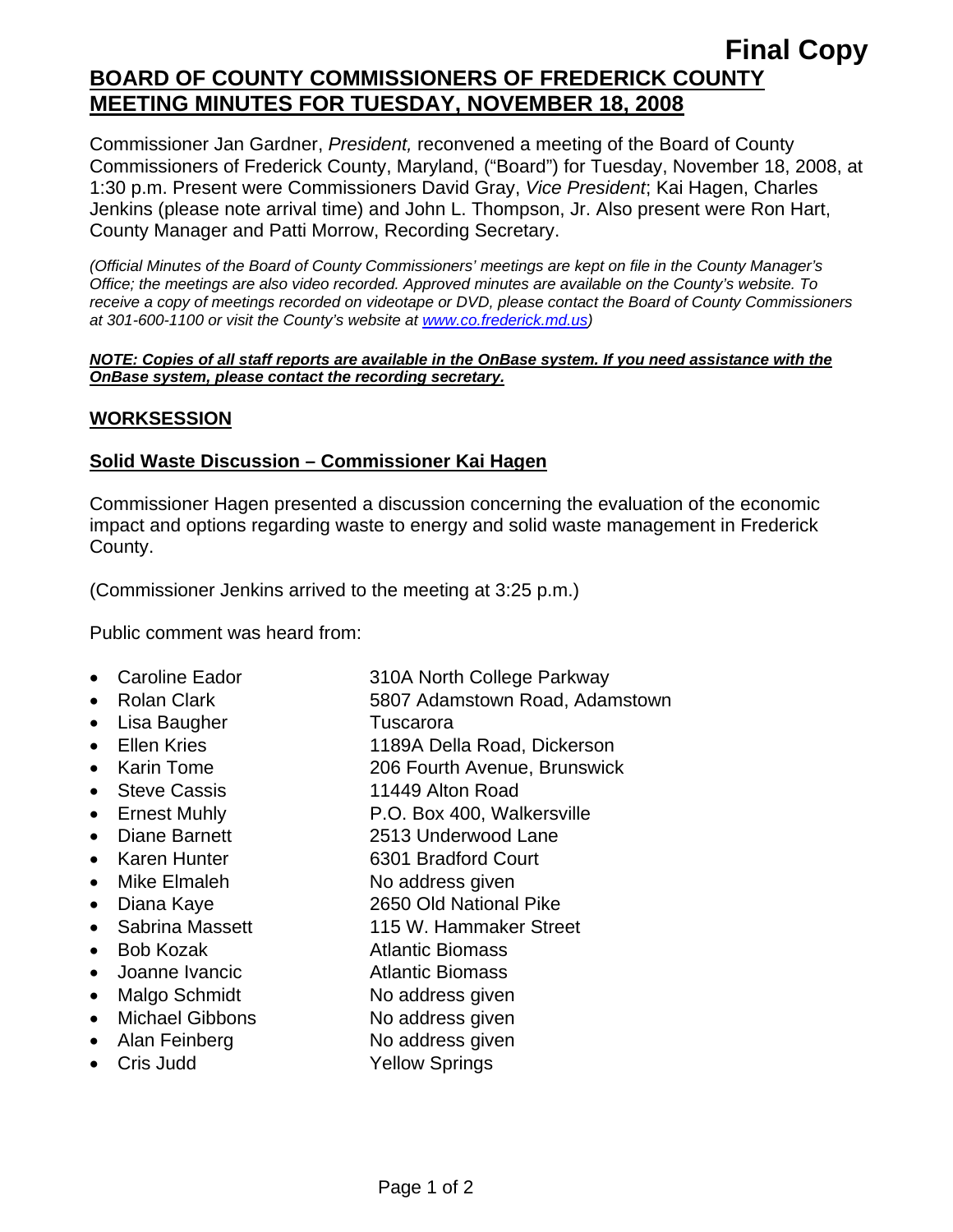**Final Copy**

# BOARD OF COUNTY COMMISSIONERS OF FREDERICK COUNTY MEETING MINUTES FOR TUESDAY, NOVEMBER 18, 2008

Commissioner Jan Gardner, *President,* reconvened a meeting of the Board of County Commissioners of Frederick County, Maryland, ("Board") for Tuesday, November 18, 2008, at 1:30 p.m. Present were Commissioners David Gray, *Vice President*; Kai Hagen, Charles Jenkins (please note arrival time) and John L. Thompson, Jr. Also present were Ron Hart, County Manager and Patti Morrow, Recording Secretary.

*(Official Minutes of the Board of County Commissioners' meetings are kept on file in the County Manager's Office; the meetings are also video recorded. Approved minutes are available on the County's website. To receive a copy of meetings recorded on videotape or DVD, please contact the Board of County Commissioners at 301-600-1100 or visit the County's website at www.co.frederick.md.us)*

***NOTE: Copies of all staff reports are available in the OnBase system. If you need assistance with the OnBase system, please contact the recording secretary.***

## WORKSESSION

### Solid Waste Discussion – Commissioner Kai Hagen

Commissioner Hagen presented a discussion concerning the evaluation of the economic impact and options regarding waste to energy and solid waste management in Frederick County.

(Commissioner Jenkins arrived to the meeting at 3:25 p.m.)

Public comment was heard from:

- Caroline Eador — 310A North College Parkway
- Rolan Clark — 5807 Adamstown Road, Adamstown
- Lisa Baugher — Tuscarora
- Ellen Kries — 1189A Della Road, Dickerson
- Karin Tome — 206 Fourth Avenue, Brunswick
- Steve Cassis — 11449 Alton Road
- Ernest Muhly — P.O. Box 400, Walkersville
- Diane Barnett — 2513 Underwood Lane
- Karen Hunter — 6301 Bradford Court
- Mike Elmaleh — No address given
- Diana Kaye — 2650 Old National Pike
- Sabrina Massett — 115 W. Hammaker Street
- Bob Kozak — Atlantic Biomass
- Joanne Ivancic — Atlantic Biomass
- Malgo Schmidt — No address given
- Michael Gibbons — No address given
- Alan Feinberg — No address given
- Cris Judd — Yellow Springs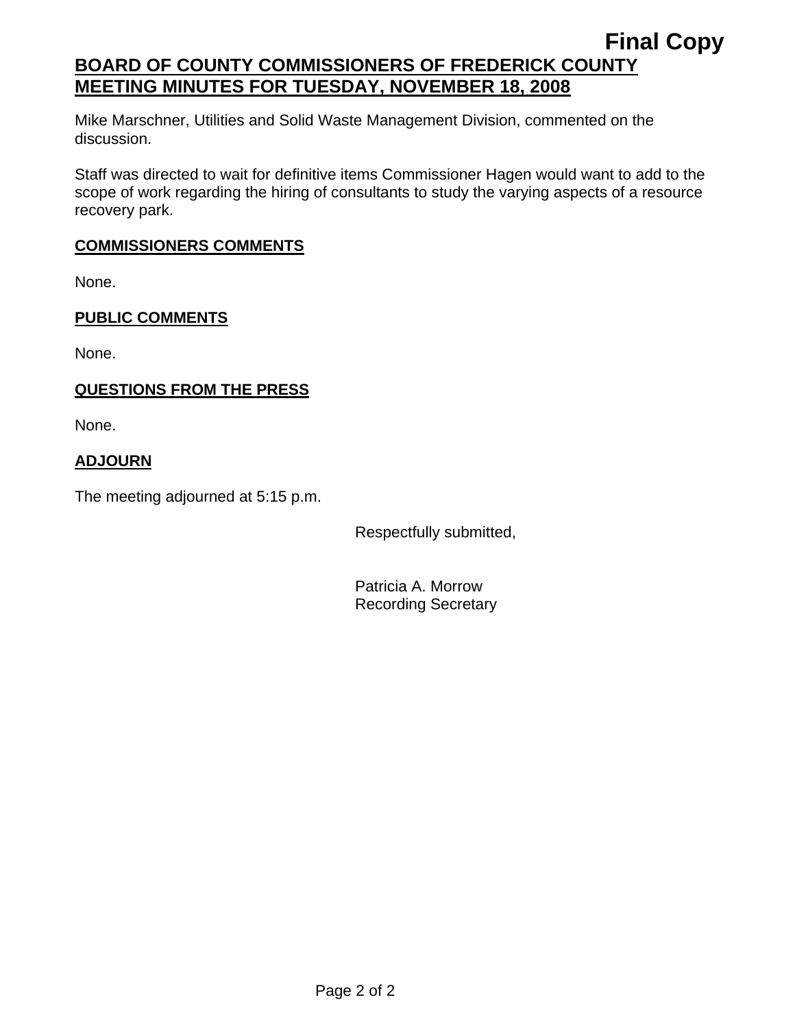Mike Marschner, Utilities and Solid Waste Management Division, commented on the discussion.

Staff was directed to wait for definitive items Commissioner Hagen would want to add to the scope of work regarding the hiring of consultants to study the varying aspects of a resource recovery park.

## COMMISSIONERS COMMENTS

None.

## PUBLIC COMMENTS

None.

## QUESTIONS FROM THE PRESS

None.

## ADJOURN

The meeting adjourned at 5:15 p.m.

Respectfully submitted,

Patricia A. Morrow
Recording Secretary